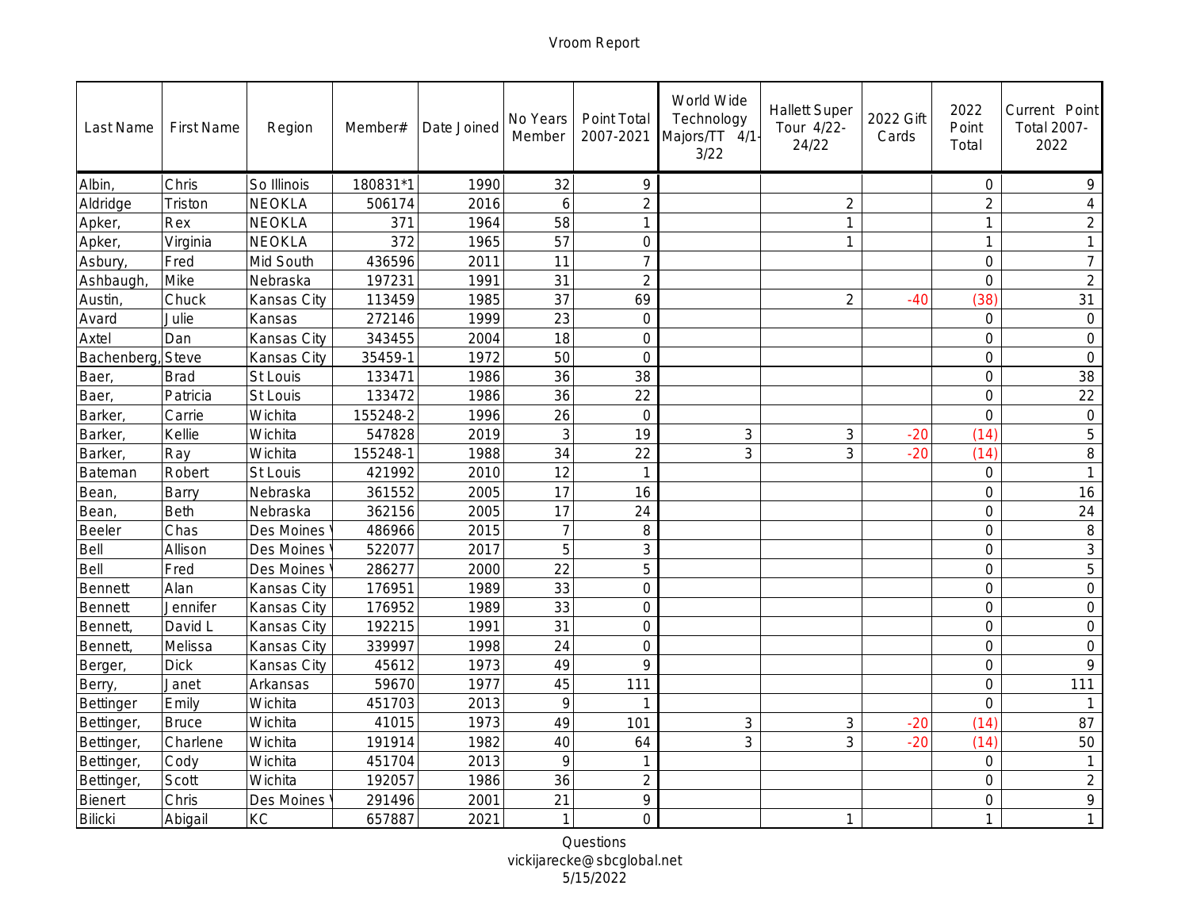# Vroom Report

| Last Name | First Name | Region | Member# | Date Joined | No Years Member | Point Total 2007-2021 | World Wide Technology Majors/TT 4/1-3/22 | Hallett Super Tour 4/22-24/22 | 2022 Gift Cards | 2022 Point Total | Current Point Total 2007-2022 |
|---|---|---|---|---|---|---|---|---|---|---|---|
| Albin, | Chris | So Illinois | 180831*1 | 1990 | 32 | 9 | | | | 0 | 9 |
| Aldridge | Triston | NEOKLA | 506174 | 2016 | 6 | 2 | | 2 | | 2 | 4 |
| Apker, | Rex | NEOKLA | 371 | 1964 | 58 | 1 | | 1 | | 1 | 2 |
| Apker, | Virginia | NEOKLA | 372 | 1965 | 57 | 0 | | 1 | | 1 | 1 |
| Asbury, | Fred | Mid South | 436596 | 2011 | 11 | 7 | | | | 0 | 7 |
| Ashbaugh, | Mike | Nebraska | 197231 | 1991 | 31 | 2 | | | | 0 | 2 |
| Austin, | Chuck | Kansas City | 113459 | 1985 | 37 | 69 | | 2 | -40 | (38) | 31 |
| Avard | Julie | Kansas | 272146 | 1999 | 23 | 0 | | | | 0 | 0 |
| Axtel | Dan | Kansas City | 343455 | 2004 | 18 | 0 | | | | 0 | 0 |
| Bachenberg, | Steve | Kansas City | 35459-1 | 1972 | 50 | 0 | | | | 0 | 0 |
| Baer, | Brad | St Louis | 133471 | 1986 | 36 | 38 | | | | 0 | 38 |
| Baer, | Patricia | St Louis | 133472 | 1986 | 36 | 22 | | | | 0 | 22 |
| Barker, | Carrie | Wichita | 155248-2 | 1996 | 26 | 0 | | | | 0 | 0 |
| Barker, | Kellie | Wichita | 547828 | 2019 | 3 | 19 | 3 | 3 | -20 | (14) | 5 |
| Barker, | Ray | Wichita | 155248-1 | 1988 | 34 | 22 | 3 | 3 | -20 | (14) | 8 |
| Bateman | Robert | St Louis | 421992 | 2010 | 12 | 1 | | | | 0 | 1 |
| Bean, | Barry | Nebraska | 361552 | 2005 | 17 | 16 | | | | 0 | 16 |
| Bean, | Beth | Nebraska | 362156 | 2005 | 17 | 24 | | | | 0 | 24 |
| Beeler | Chas | Des Moines | 486966 | 2015 | 7 | 8 | | | | 0 | 8 |
| Bell | Allison | Des Moines | 522077 | 2017 | 5 | 3 | | | | 0 | 3 |
| Bell | Fred | Des Moines | 286277 | 2000 | 22 | 5 | | | | 0 | 5 |
| Bennett | Alan | Kansas City | 176951 | 1989 | 33 | 0 | | | | 0 | 0 |
| Bennett | Jennifer | Kansas City | 176952 | 1989 | 33 | 0 | | | | 0 | 0 |
| Bennett, | David L | Kansas City | 192215 | 1991 | 31 | 0 | | | | 0 | 0 |
| Bennett, | Melissa | Kansas City | 339997 | 1998 | 24 | 0 | | | | 0 | 0 |
| Berger, | Dick | Kansas City | 45612 | 1973 | 49 | 9 | | | | 0 | 9 |
| Berry, | Janet | Arkansas | 59670 | 1977 | 45 | 111 | | | | 0 | 111 |
| Bettinger | Emily | Wichita | 451703 | 2013 | 9 | 1 | | | | 0 | 1 |
| Bettinger, | Bruce | Wichita | 41015 | 1973 | 49 | 101 | 3 | 3 | -20 | (14) | 87 |
| Bettinger, | Charlene | Wichita | 191914 | 1982 | 40 | 64 | 3 | 3 | -20 | (14) | 50 |
| Bettinger, | Cody | Wichita | 451704 | 2013 | 9 | 1 | | | | 0 | 1 |
| Bettinger, | Scott | Wichita | 192057 | 1986 | 36 | 2 | | | | 0 | 2 |
| Bienert | Chris | Des Moines | 291496 | 2001 | 21 | 9 | | | | 0 | 9 |
| Bilicki | Abigail | KC | 657887 | 2021 | 1 | 0 | | 1 | | 1 | 1 |

Questions
vickijarecke@sbcglobal.net
5/15/2022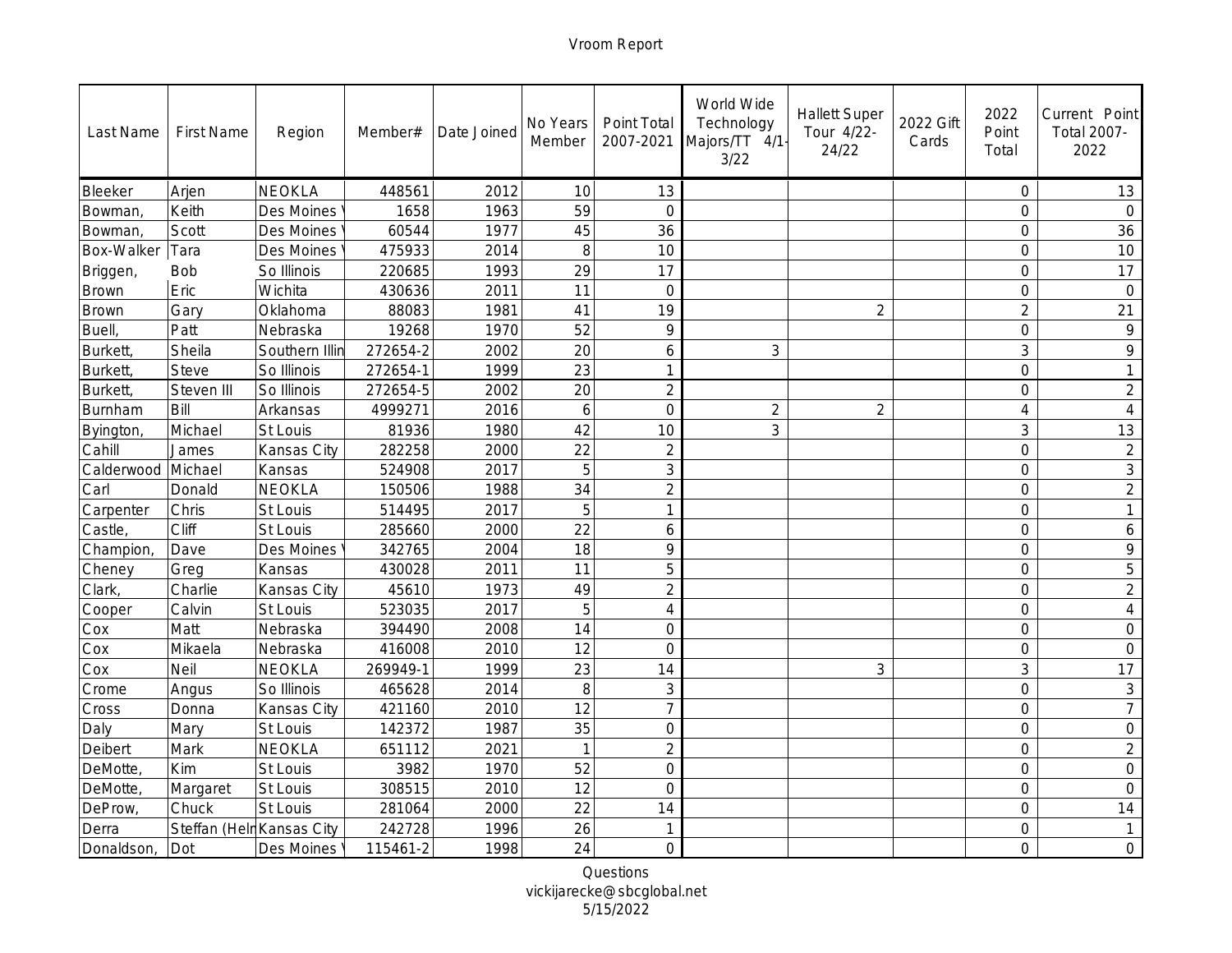# Vroom Report

| Last Name | First Name | Region | Member# | Date Joined | No Years Member | Point Total 2007-2021 | World Wide Technology Majors/TT 4/1-3/22 | Hallett Super Tour 4/22-24/22 | 2022 Gift Cards | 2022 Point Total | Current Point Total 2007-2022 |
|---|---|---|---|---|---|---|---|---|---|---|---|
| Bleeker | Arjen | NEOKLA | 448561 | 2012 | 10 | 13 | | | | 0 | 13 |
| Bowman, | Keith | Des Moines | 1658 | 1963 | 59 | 0 | | | | 0 | 0 |
| Bowman, | Scott | Des Moines | 60544 | 1977 | 45 | 36 | | | | 0 | 36 |
| Box-Walker | Tara | Des Moines | 475933 | 2014 | 8 | 10 | | | | 0 | 10 |
| Briggen, | Bob | So Illinois | 220685 | 1993 | 29 | 17 | | | | 0 | 17 |
| Brown | Eric | Wichita | 430636 | 2011 | 11 | 0 | | | | 0 | 0 |
| Brown | Gary | Oklahoma | 88083 | 1981 | 41 | 19 | | 2 | | 2 | 21 |
| Buell, | Patt | Nebraska | 19268 | 1970 | 52 | 9 | | | | 0 | 9 |
| Burkett, | Sheila | Southern Illin | 272654-2 | 2002 | 20 | 6 | 3 | | | 3 | 9 |
| Burkett, | Steve | So Illinois | 272654-1 | 1999 | 23 | 1 | | | | 0 | 1 |
| Burkett, | Steven III | So Illinois | 272654-5 | 2002 | 20 | 2 | | | | 0 | 2 |
| Burnham | Bill | Arkansas | 4999271 | 2016 | 6 | 0 | 2 | 2 | | 4 | 4 |
| Byington, | Michael | St Louis | 81936 | 1980 | 42 | 10 | 3 | | | 3 | 13 |
| Cahill | James | Kansas City | 282258 | 2000 | 22 | 2 | | | | 0 | 2 |
| Calderwood | Michael | Kansas | 524908 | 2017 | 5 | 3 | | | | 0 | 3 |
| Carl | Donald | NEOKLA | 150506 | 1988 | 34 | 2 | | | | 0 | 2 |
| Carpenter | Chris | St Louis | 514495 | 2017 | 5 | 1 | | | | 0 | 1 |
| Castle, | Cliff | St Louis | 285660 | 2000 | 22 | 6 | | | | 0 | 6 |
| Champion, | Dave | Des Moines | 342765 | 2004 | 18 | 9 | | | | 0 | 9 |
| Cheney | Greg | Kansas | 430028 | 2011 | 11 | 5 | | | | 0 | 5 |
| Clark, | Charlie | Kansas City | 45610 | 1973 | 49 | 2 | | | | 0 | 2 |
| Cooper | Calvin | St Louis | 523035 | 2017 | 5 | 4 | | | | 0 | 4 |
| Cox | Matt | Nebraska | 394490 | 2008 | 14 | 0 | | | | 0 | 0 |
| Cox | Mikaela | Nebraska | 416008 | 2010 | 12 | 0 | | | | 0 | 0 |
| Cox | Neil | NEOKLA | 269949-1 | 1999 | 23 | 14 | | 3 | | 3 | 17 |
| Crome | Angus | So Illinois | 465628 | 2014 | 8 | 3 | | | | 0 | 3 |
| Cross | Donna | Kansas City | 421160 | 2010 | 12 | 7 | | | | 0 | 7 |
| Daly | Mary | St Louis | 142372 | 1987 | 35 | 0 | | | | 0 | 0 |
| Deibert | Mark | NEOKLA | 651112 | 2021 | 1 | 2 | | | | 0 | 2 |
| DeMotte, | Kim | St Louis | 3982 | 1970 | 52 | 0 | | | | 0 | 0 |
| DeMotte, | Margaret | St Louis | 308515 | 2010 | 12 | 0 | | | | 0 | 0 |
| DeProw, | Chuck | St Louis | 281064 | 2000 | 22 | 14 | | | | 0 | 14 |
| Derra | Steffan (Heln | Kansas City | 242728 | 1996 | 26 | 1 | | | | 0 | 1 |
| Donaldson, | Dot | Des Moines | 115461-2 | 1998 | 24 | 0 | | | | 0 | 0 |

Questions
vickijarecke@sbcglobal.net
5/15/2022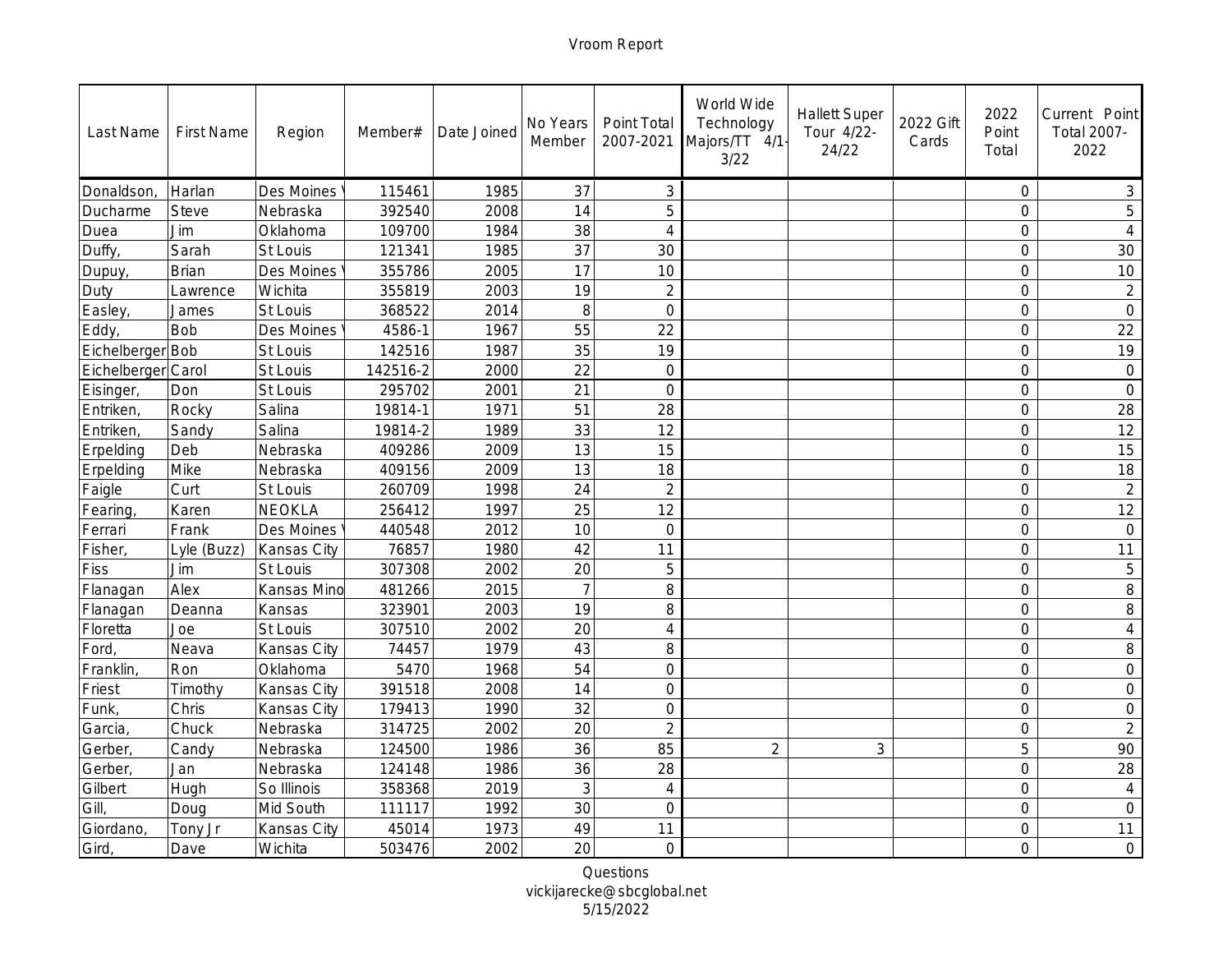Vroom Report

| Last Name | First Name | Region | Member# | Date Joined | No Years Member | Point Total 2007-2021 | World Wide Technology Majors/TT 4/1-3/22 | Hallett Super Tour 4/22-24/22 | 2022 Gift Cards | 2022 Point Total | Current Point Total 2007-2022 |
|---|---|---|---|---|---|---|---|---|---|---|---|
| Donaldson, | Harlan | Des Moines | 115461 | 1985 | 37 | 3 | | | | 0 | 3 |
| Ducharme | Steve | Nebraska | 392540 | 2008 | 14 | 5 | | | | 0 | 5 |
| Duea | Jim | Oklahoma | 109700 | 1984 | 38 | 4 | | | | 0 | 4 |
| Duffy, | Sarah | St Louis | 121341 | 1985 | 37 | 30 | | | | 0 | 30 |
| Dupuy, | Brian | Des Moines | 355786 | 2005 | 17 | 10 | | | | 0 | 10 |
| Duty | Lawrence | Wichita | 355819 | 2003 | 19 | 2 | | | | 0 | 2 |
| Easley, | James | St Louis | 368522 | 2014 | 8 | 0 | | | | 0 | 0 |
| Eddy, | Bob | Des Moines | 4586-1 | 1967 | 55 | 22 | | | | 0 | 22 |
| Eichelberger | Bob | St Louis | 142516 | 1987 | 35 | 19 | | | | 0 | 19 |
| Eichelberger | Carol | St Louis | 142516-2 | 2000 | 22 | 0 | | | | 0 | 0 |
| Eisinger, | Don | St Louis | 295702 | 2001 | 21 | 0 | | | | 0 | 0 |
| Entriken, | Rocky | Salina | 19814-1 | 1971 | 51 | 28 | | | | 0 | 28 |
| Entriken, | Sandy | Salina | 19814-2 | 1989 | 33 | 12 | | | | 0 | 12 |
| Erpelding | Deb | Nebraska | 409286 | 2009 | 13 | 15 | | | | 0 | 15 |
| Erpelding | Mike | Nebraska | 409156 | 2009 | 13 | 18 | | | | 0 | 18 |
| Faigle | Curt | St Louis | 260709 | 1998 | 24 | 2 | | | | 0 | 2 |
| Fearing, | Karen | NEOKLA | 256412 | 1997 | 25 | 12 | | | | 0 | 12 |
| Ferrari | Frank | Des Moines | 440548 | 2012 | 10 | 0 | | | | 0 | 0 |
| Fisher, | Lyle (Buzz) | Kansas City | 76857 | 1980 | 42 | 11 | | | | 0 | 11 |
| Fiss | Jim | St Louis | 307308 | 2002 | 20 | 5 | | | | 0 | 5 |
| Flanagan | Alex | Kansas Mino | 481266 | 2015 | 7 | 8 | | | | 0 | 8 |
| Flanagan | Deanna | Kansas | 323901 | 2003 | 19 | 8 | | | | 0 | 8 |
| Floretta | Joe | St Louis | 307510 | 2002 | 20 | 4 | | | | 0 | 4 |
| Ford, | Neava | Kansas City | 74457 | 1979 | 43 | 8 | | | | 0 | 8 |
| Franklin, | Ron | Oklahoma | 5470 | 1968 | 54 | 0 | | | | 0 | 0 |
| Friest | Timothy | Kansas City | 391518 | 2008 | 14 | 0 | | | | 0 | 0 |
| Funk, | Chris | Kansas City | 179413 | 1990 | 32 | 0 | | | | 0 | 0 |
| Garcia, | Chuck | Nebraska | 314725 | 2002 | 20 | 2 | | | | 0 | 2 |
| Gerber, | Candy | Nebraska | 124500 | 1986 | 36 | 85 | 2 | 3 | | 5 | 90 |
| Gerber, | Jan | Nebraska | 124148 | 1986 | 36 | 28 | | | | 0 | 28 |
| Gilbert | Hugh | So Illinois | 358368 | 2019 | 3 | 4 | | | | 0 | 4 |
| Gill, | Doug | Mid South | 111117 | 1992 | 30 | 0 | | | | 0 | 0 |
| Giordano, | Tony Jr | Kansas City | 45014 | 1973 | 49 | 11 | | | | 0 | 11 |
| Gird, | Dave | Wichita | 503476 | 2002 | 20 | 0 | | | | 0 | 0 |

Questions
vickijarecke@sbcglobal.net
5/15/2022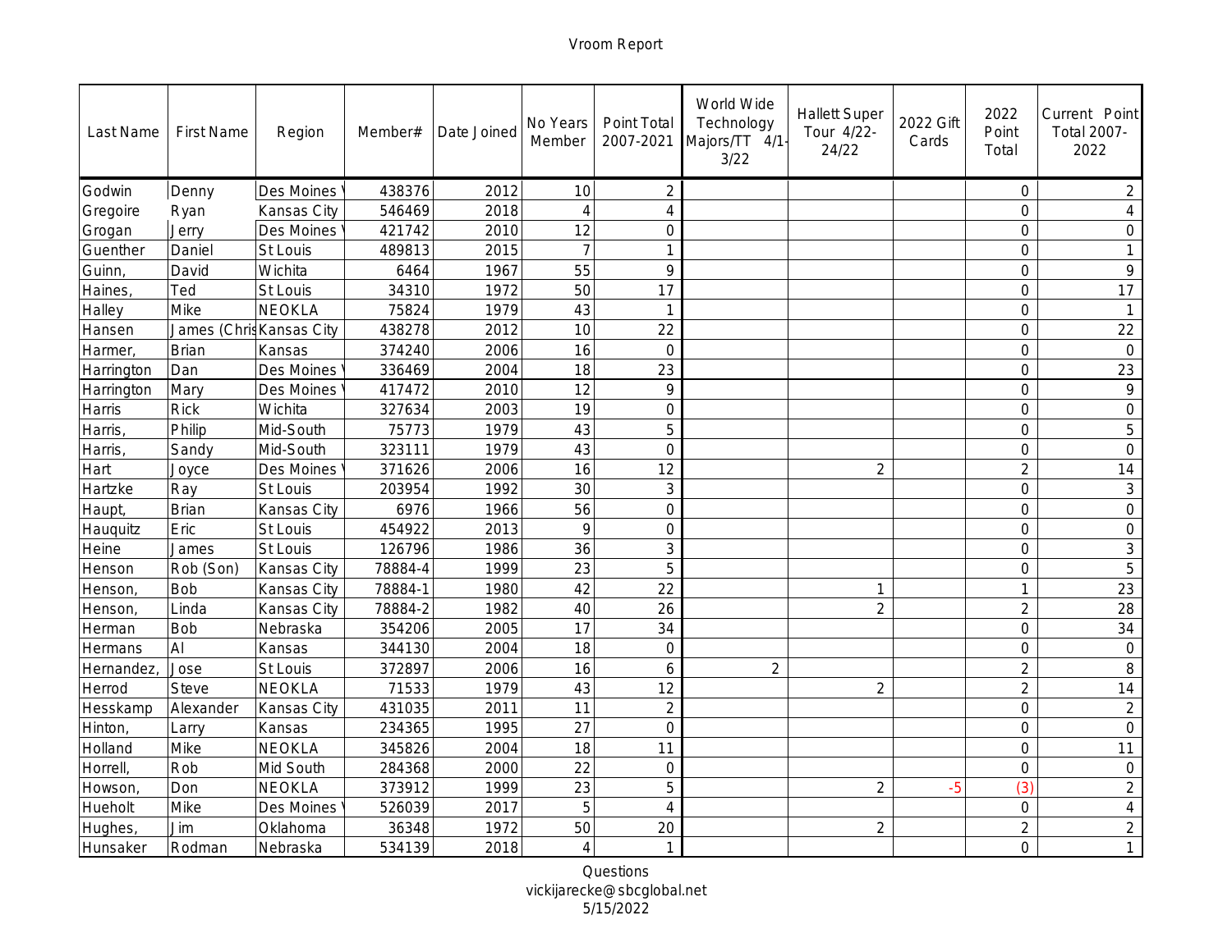Vroom Report

| Last Name | First Name | Region | Member# | Date Joined | No Years Member | Point Total 2007-2021 | World Wide Technology Majors/TT 4/1-3/22 | Hallett Super Tour 4/22-24/22 | 2022 Gift Cards | 2022 Point Total | Current Point Total 2007-2022 |
|---|---|---|---|---|---|---|---|---|---|---|---|
| Godwin | Denny | Des Moines | 438376 | 2012 | 10 | 2 | | | | 0 | 2 |
| Gregoire | Ryan | Kansas City | 546469 | 2018 | 4 | 4 | | | | 0 | 4 |
| Grogan | Jerry | Des Moines | 421742 | 2010 | 12 | 0 | | | | 0 | 0 |
| Guenther | Daniel | St Louis | 489813 | 2015 | 7 | 1 | | | | 0 | 1 |
| Guinn, | David | Wichita | 6464 | 1967 | 55 | 9 | | | | 0 | 9 |
| Haines, | Ted | St Louis | 34310 | 1972 | 50 | 17 | | | | 0 | 17 |
| Halley | Mike | NEOKLA | 75824 | 1979 | 43 | 1 | | | | 0 | 1 |
| Hansen | James (Chris | Kansas City | 438278 | 2012 | 10 | 22 | | | | 0 | 22 |
| Harmer, | Brian | Kansas | 374240 | 2006 | 16 | 0 | | | | 0 | 0 |
| Harrington | Dan | Des Moines | 336469 | 2004 | 18 | 23 | | | | 0 | 23 |
| Harrington | Mary | Des Moines | 417472 | 2010 | 12 | 9 | | | | 0 | 9 |
| Harris | Rick | Wichita | 327634 | 2003 | 19 | 0 | | | | 0 | 0 |
| Harris, | Philip | Mid-South | 75773 | 1979 | 43 | 5 | | | | 0 | 5 |
| Harris, | Sandy | Mid-South | 323111 | 1979 | 43 | 0 | | | | 0 | 0 |
| Hart | Joyce | Des Moines | 371626 | 2006 | 16 | 12 | | 2 | | 2 | 14 |
| Hartzke | Ray | St Louis | 203954 | 1992 | 30 | 3 | | | | 0 | 3 |
| Haupt, | Brian | Kansas City | 6976 | 1966 | 56 | 0 | | | | 0 | 0 |
| Hauquitz | Eric | St Louis | 454922 | 2013 | 9 | 0 | | | | 0 | 0 |
| Heine | James | St Louis | 126796 | 1986 | 36 | 3 | | | | 0 | 3 |
| Henson | Rob (Son) | Kansas City | 78884-4 | 1999 | 23 | 5 | | | | 0 | 5 |
| Henson, | Bob | Kansas City | 78884-1 | 1980 | 42 | 22 | | 1 | | 1 | 23 |
| Henson, | Linda | Kansas City | 78884-2 | 1982 | 40 | 26 | | 2 | | 2 | 28 |
| Herman | Bob | Nebraska | 354206 | 2005 | 17 | 34 | | | | 0 | 34 |
| Hermans | Al | Kansas | 344130 | 2004 | 18 | 0 | | | | 0 | 0 |
| Hernandez, | Jose | St Louis | 372897 | 2006 | 16 | 6 | 2 | | | 2 | 8 |
| Herrod | Steve | NEOKLA | 71533 | 1979 | 43 | 12 | | 2 | | 2 | 14 |
| Hesskamp | Alexander | Kansas City | 431035 | 2011 | 11 | 2 | | | | 0 | 2 |
| Hinton, | Larry | Kansas | 234365 | 1995 | 27 | 0 | | | | 0 | 0 |
| Holland | Mike | NEOKLA | 345826 | 2004 | 18 | 11 | | | | 0 | 11 |
| Horrell, | Rob | Mid South | 284368 | 2000 | 22 | 0 | | | | 0 | 0 |
| Howson, | Don | NEOKLA | 373912 | 1999 | 23 | 5 | | 2 | -5 | (3) | 2 |
| Hueholt | Mike | Des Moines | 526039 | 2017 | 5 | 4 | | | | 0 | 4 |
| Hughes, | Jim | Oklahoma | 36348 | 1972 | 50 | 20 | | 2 | | 2 | 2 |
| Hunsaker | Rodman | Nebraska | 534139 | 2018 | 4 | 1 | | | | 0 | 1 |

Questions
vickijarecke@sbcglobal.net
5/15/2022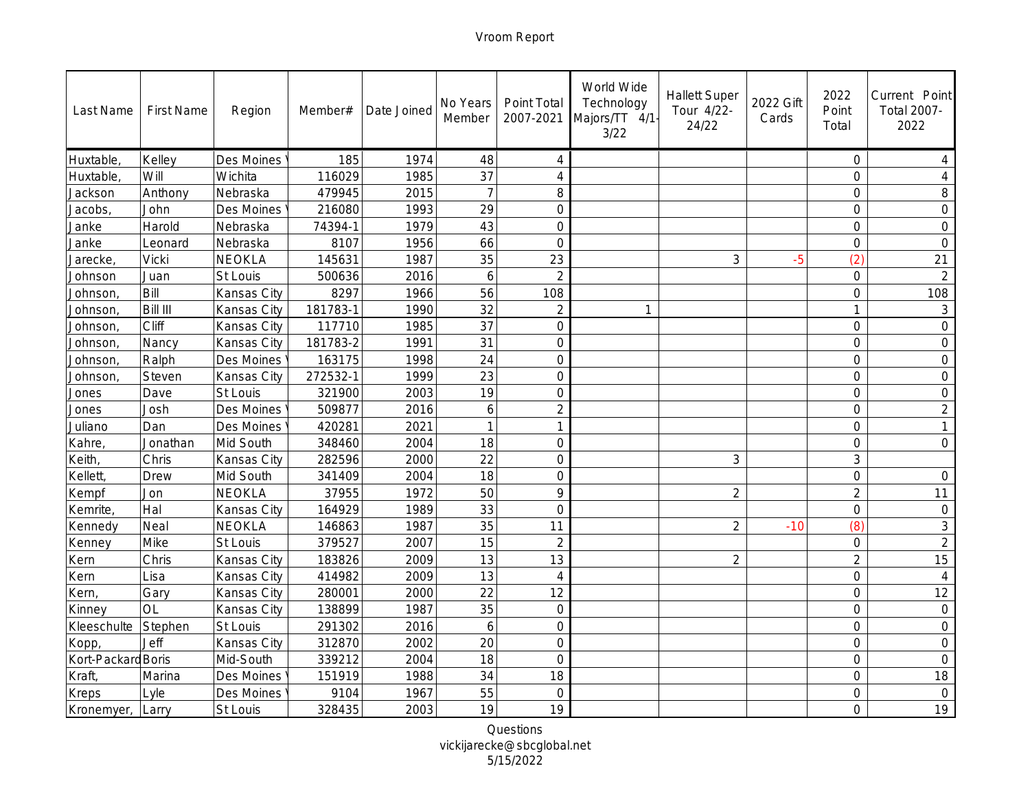Vroom Report

| Last Name | First Name | Region | Member# | Date Joined | No Years Member | Point Total 2007-2021 | World Wide Technology Majors/TT 4/1-3/22 | Hallett Super Tour 4/22-24/22 | 2022 Gift Cards | 2022 Point Total | Current Point Total 2007-2022 |
|---|---|---|---|---|---|---|---|---|---|---|---|
| Huxtable, | Kelley | Des Moines | 185 | 1974 | 48 | 4 | | | | 0 | 4 |
| Huxtable, | Will | Wichita | 116029 | 1985 | 37 | 4 | | | | 0 | 4 |
| Jackson | Anthony | Nebraska | 479945 | 2015 | 7 | 8 | | | | 0 | 8 |
| Jacobs, | John | Des Moines | 216080 | 1993 | 29 | 0 | | | | 0 | 0 |
| Janke | Harold | Nebraska | 74394-1 | 1979 | 43 | 0 | | | | 0 | 0 |
| Janke | Leonard | Nebraska | 8107 | 1956 | 66 | 0 | | | | 0 | 0 |
| Jarecke, | Vicki | NEOKLA | 145631 | 1987 | 35 | 23 | | 3 | -5 | (2) | 21 |
| Johnson | Juan | St Louis | 500636 | 2016 | 6 | 2 | | | | 0 | 2 |
| Johnson, | Bill | Kansas City | 8297 | 1966 | 56 | 108 | | | | 0 | 108 |
| Johnson, | Bill III | Kansas City | 181783-1 | 1990 | 32 | 2 | 1 | | | 1 | 3 |
| Johnson, | Cliff | Kansas City | 117710 | 1985 | 37 | 0 | | | | 0 | 0 |
| Johnson, | Nancy | Kansas City | 181783-2 | 1991 | 31 | 0 | | | | 0 | 0 |
| Johnson, | Ralph | Des Moines | 163175 | 1998 | 24 | 0 | | | | 0 | 0 |
| Johnson, | Steven | Kansas City | 272532-1 | 1999 | 23 | 0 | | | | 0 | 0 |
| Jones | Dave | St Louis | 321900 | 2003 | 19 | 0 | | | | 0 | 0 |
| Jones | Josh | Des Moines | 509877 | 2016 | 6 | 2 | | | | 0 | 2 |
| Juliano | Dan | Des Moines | 420281 | 2021 | 1 | 1 | | | | 0 | 1 |
| Kahre, | Jonathan | Mid South | 348460 | 2004 | 18 | 0 | | | | 0 | 0 |
| Keith, | Chris | Kansas City | 282596 | 2000 | 22 | 0 | | 3 | | 3 | |
| Kellett, | Drew | Mid South | 341409 | 2004 | 18 | 0 | | | | 0 | 0 |
| Kempf | Jon | NEOKLA | 37955 | 1972 | 50 | 9 | | 2 | | 2 | 11 |
| Kemrite, | Hal | Kansas City | 164929 | 1989 | 33 | 0 | | | | 0 | 0 |
| Kennedy | Neal | NEOKLA | 146863 | 1987 | 35 | 11 | | 2 | -10 | (8) | 3 |
| Kenney | Mike | St Louis | 379527 | 2007 | 15 | 2 | | | | 0 | 2 |
| Kern | Chris | Kansas City | 183826 | 2009 | 13 | 13 | | 2 | | 2 | 15 |
| Kern | Lisa | Kansas City | 414982 | 2009 | 13 | 4 | | | | 0 | 4 |
| Kern, | Gary | Kansas City | 280001 | 2000 | 22 | 12 | | | | 0 | 12 |
| Kinney | OL | Kansas City | 138899 | 1987 | 35 | 0 | | | | 0 | 0 |
| Kleeschulte | Stephen | St Louis | 291302 | 2016 | 6 | 0 | | | | 0 | 0 |
| Kopp, | Jeff | Kansas City | 312870 | 2002 | 20 | 0 | | | | 0 | 0 |
| Kort-Packard | Boris | Mid-South | 339212 | 2004 | 18 | 0 | | | | 0 | 0 |
| Kraft, | Marina | Des Moines | 151919 | 1988 | 34 | 18 | | | | 0 | 18 |
| Kreps | Lyle | Des Moines | 9104 | 1967 | 55 | 0 | | | | 0 | 0 |
| Kronemyer, | Larry | St Louis | 328435 | 2003 | 19 | 19 | | | | 0 | 19 |

Questions
vickijarecke@sbcglobal.net
5/15/2022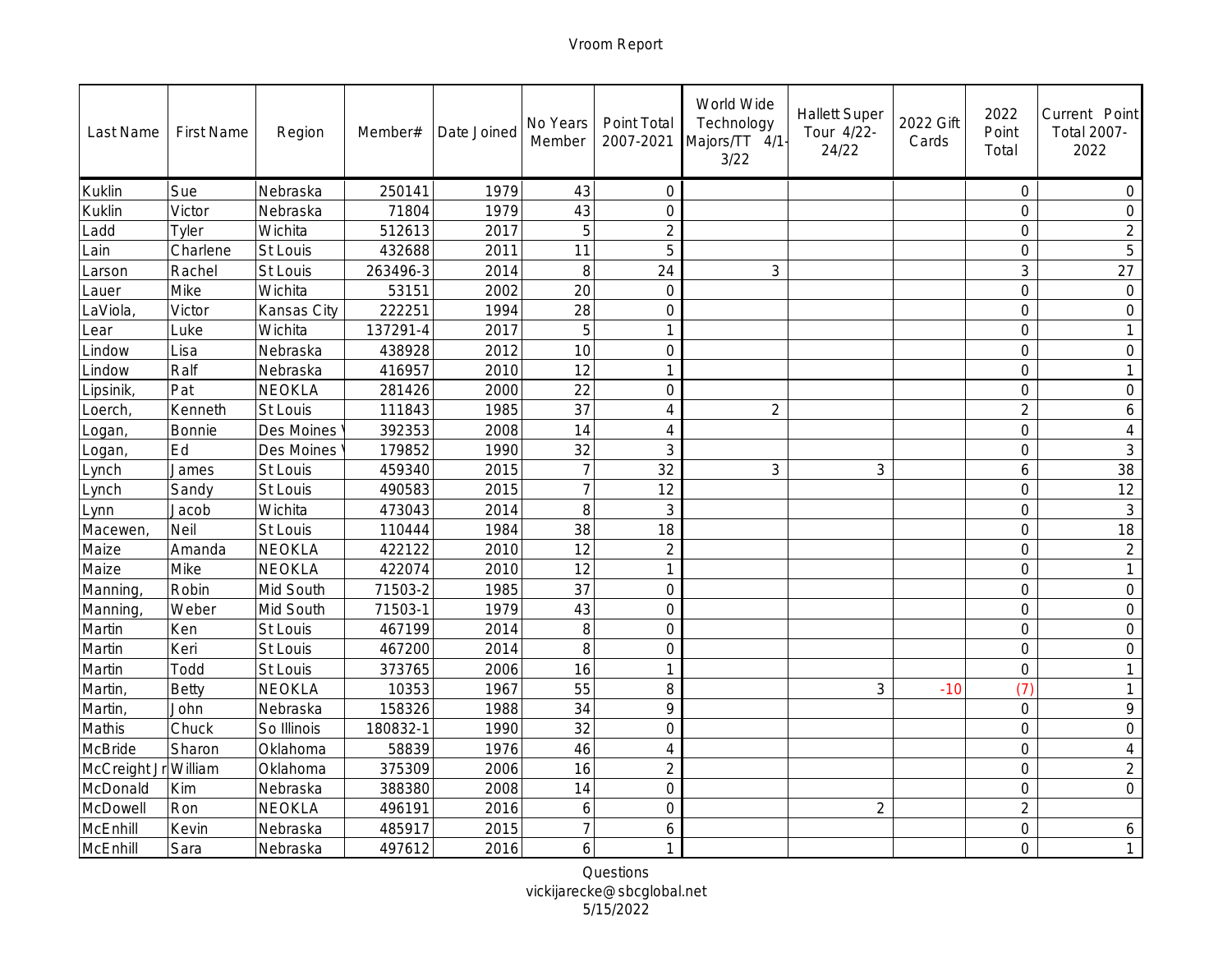Vroom Report

| Last Name | First Name | Region | Member# | Date Joined | No Years Member | Point Total 2007-2021 | World Wide Technology Majors/TT 4/1-3/22 | Hallett Super Tour 4/22-24/22 | 2022 Gift Cards | 2022 Point Total | Current Point Total 2007-2022 |
|---|---|---|---|---|---|---|---|---|---|---|---|
| Kuklin | Sue | Nebraska | 250141 | 1979 | 43 | 0 | | | | 0 | 0 |
| Kuklin | Victor | Nebraska | 71804 | 1979 | 43 | 0 | | | | 0 | 0 |
| Ladd | Tyler | Wichita | 512613 | 2017 | 5 | 2 | | | | 0 | 2 |
| Lain | Charlene | St Louis | 432688 | 2011 | 11 | 5 | | | | 0 | 5 |
| Larson | Rachel | St Louis | 263496-3 | 2014 | 8 | 24 | 3 | | | 3 | 27 |
| Lauer | Mike | Wichita | 53151 | 2002 | 20 | 0 | | | | 0 | 0 |
| LaViola, | Victor | Kansas City | 222251 | 1994 | 28 | 0 | | | | 0 | 0 |
| Lear | Luke | Wichita | 137291-4 | 2017 | 5 | 1 | | | | 0 | 1 |
| Lindow | Lisa | Nebraska | 438928 | 2012 | 10 | 0 | | | | 0 | 0 |
| Lindow | Ralf | Nebraska | 416957 | 2010 | 12 | 1 | | | | 0 | 1 |
| Lipsinik, | Pat | NEOKLA | 281426 | 2000 | 22 | 0 | | | | 0 | 0 |
| Loerch, | Kenneth | St Louis | 111843 | 1985 | 37 | 4 | 2 | | | 2 | 6 |
| Logan, | Bonnie | Des Moines | 392353 | 2008 | 14 | 4 | | | | 0 | 4 |
| Logan, | Ed | Des Moines | 179852 | 1990 | 32 | 3 | | | | 0 | 3 |
| Lynch | James | St Louis | 459340 | 2015 | 7 | 32 | 3 | 3 | | 6 | 38 |
| Lynch | Sandy | St Louis | 490583 | 2015 | 7 | 12 | | | | 0 | 12 |
| Lynn | Jacob | Wichita | 473043 | 2014 | 8 | 3 | | | | 0 | 3 |
| Macewen, | Neil | St Louis | 110444 | 1984 | 38 | 18 | | | | 0 | 18 |
| Maize | Amanda | NEOKLA | 422122 | 2010 | 12 | 2 | | | | 0 | 2 |
| Maize | Mike | NEOKLA | 422074 | 2010 | 12 | 1 | | | | 0 | 1 |
| Manning, | Robin | Mid South | 71503-2 | 1985 | 37 | 0 | | | | 0 | 0 |
| Manning, | Weber | Mid South | 71503-1 | 1979 | 43 | 0 | | | | 0 | 0 |
| Martin | Ken | St Louis | 467199 | 2014 | 8 | 0 | | | | 0 | 0 |
| Martin | Keri | St Louis | 467200 | 2014 | 8 | 0 | | | | 0 | 0 |
| Martin | Todd | St Louis | 373765 | 2006 | 16 | 1 | | | | 0 | 1 |
| Martin, | Betty | NEOKLA | 10353 | 1967 | 55 | 8 | | 3 | -10 | (7) | 1 |
| Martin, | John | Nebraska | 158326 | 1988 | 34 | 9 | | | | 0 | 9 |
| Mathis | Chuck | So Illinois | 180832-1 | 1990 | 32 | 0 | | | | 0 | 0 |
| McBride | Sharon | Oklahoma | 58839 | 1976 | 46 | 4 | | | | 0 | 4 |
| McCreight Jr | William | Oklahoma | 375309 | 2006 | 16 | 2 | | | | 0 | 2 |
| McDonald | Kim | Nebraska | 388380 | 2008 | 14 | 0 | | | | 0 | 0 |
| McDowell | Ron | NEOKLA | 496191 | 2016 | 6 | 0 | | 2 | | 2 | |
| McEnhill | Kevin | Nebraska | 485917 | 2015 | 7 | 6 | | | | 0 | 6 |
| McEnhill | Sara | Nebraska | 497612 | 2016 | 6 | 1 | | | | 0 | 1 |

Questions
vickijarecke@sbcglobal.net
5/15/2022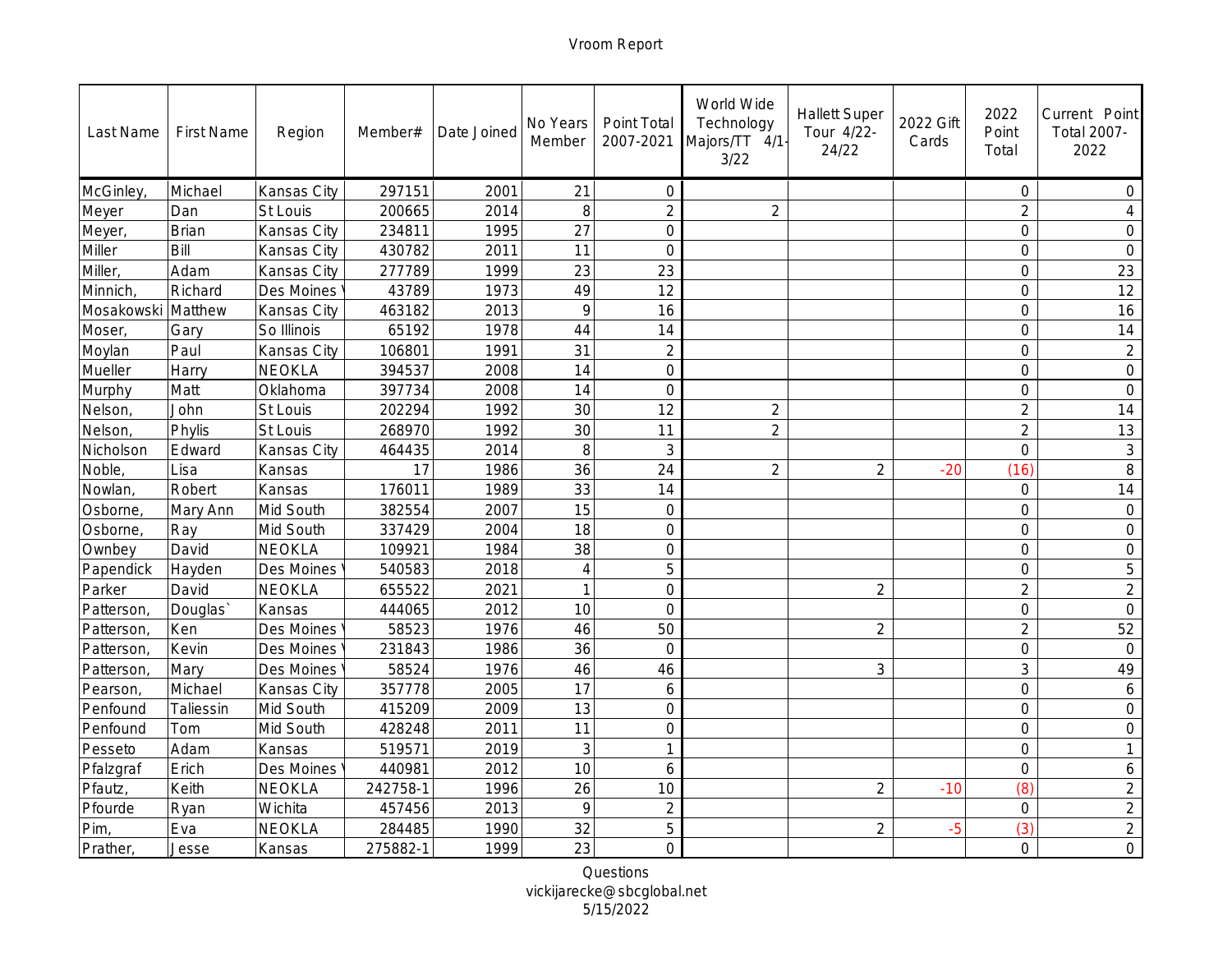Vroom Report

| Last Name | First Name | Region | Member# | Date Joined | No Years Member | Point Total 2007-2021 | World Wide Technology Majors/TT 4/1-3/22 | Hallett Super Tour 4/22-24/22 | 2022 Gift Cards | 2022 Point Total | Current Point Total 2007-2022 |
|---|---|---|---|---|---|---|---|---|---|---|---|
| McGinley, | Michael | Kansas City | 297151 | 2001 | 21 | 0 | | | | 0 | 0 |
| Meyer | Dan | St Louis | 200665 | 2014 | 8 | 2 | 2 | | | 2 | 4 |
| Meyer, | Brian | Kansas City | 234811 | 1995 | 27 | 0 | | | | 0 | 0 |
| Miller | Bill | Kansas City | 430782 | 2011 | 11 | 0 | | | | 0 | 0 |
| Miller, | Adam | Kansas City | 277789 | 1999 | 23 | 23 | | | | 0 | 23 |
| Minnich, | Richard | Des Moines | 43789 | 1973 | 49 | 12 | | | | 0 | 12 |
| Mosakowski | Matthew | Kansas City | 463182 | 2013 | 9 | 16 | | | | 0 | 16 |
| Moser, | Gary | So Illinois | 65192 | 1978 | 44 | 14 | | | | 0 | 14 |
| Moylan | Paul | Kansas City | 106801 | 1991 | 31 | 2 | | | | 0 | 2 |
| Mueller | Harry | NEOKLA | 394537 | 2008 | 14 | 0 | | | | 0 | 0 |
| Murphy | Matt | Oklahoma | 397734 | 2008 | 14 | 0 | | | | 0 | 0 |
| Nelson, | John | St Louis | 202294 | 1992 | 30 | 12 | 2 | | | 2 | 14 |
| Nelson, | Phylis | St Louis | 268970 | 1992 | 30 | 11 | 2 | | | 2 | 13 |
| Nicholson | Edward | Kansas City | 464435 | 2014 | 8 | 3 | | | | 0 | 3 |
| Noble, | Lisa | Kansas | 17 | 1986 | 36 | 24 | 2 | 2 | -20 | (16) | 8 |
| Nowlan, | Robert | Kansas | 176011 | 1989 | 33 | 14 | | | | 0 | 14 |
| Osborne, | Mary Ann | Mid South | 382554 | 2007 | 15 | 0 | | | | 0 | 0 |
| Osborne, | Ray | Mid South | 337429 | 2004 | 18 | 0 | | | | 0 | 0 |
| Ownbey | David | NEOKLA | 109921 | 1984 | 38 | 0 | | | | 0 | 0 |
| Papendick | Hayden | Des Moines | 540583 | 2018 | 4 | 5 | | | | 0 | 5 |
| Parker | David | NEOKLA | 655522 | 2021 | 1 | 0 | | 2 | | 2 | 2 |
| Patterson, | Douglas` | Kansas | 444065 | 2012 | 10 | 0 | | | | 0 | 0 |
| Patterson, | Ken | Des Moines | 58523 | 1976 | 46 | 50 | | 2 | | 2 | 52 |
| Patterson, | Kevin | Des Moines | 231843 | 1986 | 36 | 0 | | | | 0 | 0 |
| Patterson, | Mary | Des Moines | 58524 | 1976 | 46 | 46 | | 3 | | 3 | 49 |
| Pearson, | Michael | Kansas City | 357778 | 2005 | 17 | 6 | | | | 0 | 6 |
| Penfound | Taliessin | Mid South | 415209 | 2009 | 13 | 0 | | | | 0 | 0 |
| Penfound | Tom | Mid South | 428248 | 2011 | 11 | 0 | | | | 0 | 0 |
| Pesseto | Adam | Kansas | 519571 | 2019 | 3 | 1 | | | | 0 | 1 |
| Pfalzgraf | Erich | Des Moines | 440981 | 2012 | 10 | 6 | | | | 0 | 6 |
| Pfautz, | Keith | NEOKLA | 242758-1 | 1996 | 26 | 10 | | 2 | -10 | (8) | 2 |
| Pfourde | Ryan | Wichita | 457456 | 2013 | 9 | 2 | | | | 0 | 2 |
| Pim, | Eva | NEOKLA | 284485 | 1990 | 32 | 5 | | 2 | -5 | (3) | 2 |
| Prather, | Jesse | Kansas | 275882-1 | 1999 | 23 | 0 | | | | 0 | 0 |

Questions
vickijarecke@sbcglobal.net
5/15/2022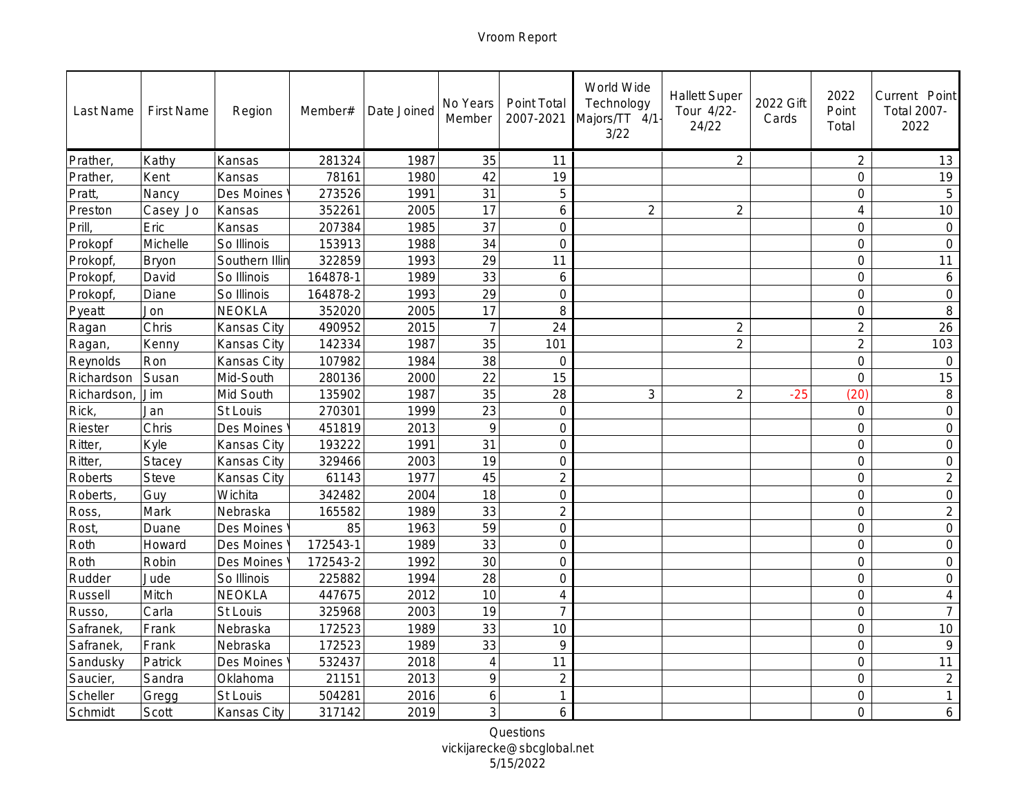Vroom Report

| Last Name | First Name | Region | Member# | Date Joined | No Years Member | Point Total 2007-2021 | World Wide Technology Majors/TT 4/1-3/22 | Hallett Super Tour 4/22-24/22 | 2022 Gift Cards | 2022 Point Total | Current Point Total 2007-2022 |
|---|---|---|---|---|---|---|---|---|---|---|---|
| Prather, | Kathy | Kansas | 281324 | 1987 | 35 | 11 | | 2 | | 2 | 13 |
| Prather, | Kent | Kansas | 78161 | 1980 | 42 | 19 | | | | 0 | 19 |
| Pratt, | Nancy | Des Moines | 273526 | 1991 | 31 | 5 | | | | 0 | 5 |
| Preston | Casey Jo | Kansas | 352261 | 2005 | 17 | 6 | 2 | 2 | | 4 | 10 |
| Prill, | Eric | Kansas | 207384 | 1985 | 37 | 0 | | | | 0 | 0 |
| Prokopf | Michelle | So Illinois | 153913 | 1988 | 34 | 0 | | | | 0 | 0 |
| Prokopf, | Bryon | Southern Illin | 322859 | 1993 | 29 | 11 | | | | 0 | 11 |
| Prokopf, | David | So Illinois | 164878-1 | 1989 | 33 | 6 | | | | 0 | 6 |
| Prokopf, | Diane | So Illinois | 164878-2 | 1993 | 29 | 0 | | | | 0 | 0 |
| Pyeatt | Jon | NEOKLA | 352020 | 2005 | 17 | 8 | | | | 0 | 8 |
| Ragan | Chris | Kansas City | 490952 | 2015 | 7 | 24 | | 2 | | 2 | 26 |
| Ragan, | Kenny | Kansas City | 142334 | 1987 | 35 | 101 | | 2 | | 2 | 103 |
| Reynolds | Ron | Kansas City | 107982 | 1984 | 38 | 0 | | | | 0 | 0 |
| Richardson | Susan | Mid-South | 280136 | 2000 | 22 | 15 | | | | 0 | 15 |
| Richardson, | Jim | Mid South | 135902 | 1987 | 35 | 28 | 3 | 2 | -25 | (20) | 8 |
| Rick, | Jan | St Louis | 270301 | 1999 | 23 | 0 | | | | 0 | 0 |
| Riester | Chris | Des Moines | 451819 | 2013 | 9 | 0 | | | | 0 | 0 |
| Ritter, | Kyle | Kansas City | 193222 | 1991 | 31 | 0 | | | | 0 | 0 |
| Ritter, | Stacey | Kansas City | 329466 | 2003 | 19 | 0 | | | | 0 | 0 |
| Roberts | Steve | Kansas City | 61143 | 1977 | 45 | 2 | | | | 0 | 2 |
| Roberts, | Guy | Wichita | 342482 | 2004 | 18 | 0 | | | | 0 | 0 |
| Ross, | Mark | Nebraska | 165582 | 1989 | 33 | 2 | | | | 0 | 2 |
| Rost, | Duane | Des Moines | 85 | 1963 | 59 | 0 | | | | 0 | 0 |
| Roth | Howard | Des Moines | 172543-1 | 1989 | 33 | 0 | | | | 0 | 0 |
| Roth | Robin | Des Moines | 172543-2 | 1992 | 30 | 0 | | | | 0 | 0 |
| Rudder | Jude | So Illinois | 225882 | 1994 | 28 | 0 | | | | 0 | 0 |
| Russell | Mitch | NEOKLA | 447675 | 2012 | 10 | 4 | | | | 0 | 4 |
| Russo, | Carla | St Louis | 325968 | 2003 | 19 | 7 | | | | 0 | 7 |
| Safranek, | Frank | Nebraska | 172523 | 1989 | 33 | 10 | | | | 0 | 10 |
| Safranek, | Frank | Nebraska | 172523 | 1989 | 33 | 9 | | | | 0 | 9 |
| Sandusky | Patrick | Des Moines | 532437 | 2018 | 4 | 11 | | | | 0 | 11 |
| Saucier, | Sandra | Oklahoma | 21151 | 2013 | 9 | 2 | | | | 0 | 2 |
| Scheller | Gregg | St Louis | 504281 | 2016 | 6 | 1 | | | | 0 | 1 |
| Schmidt | Scott | Kansas City | 317142 | 2019 | 3 | 6 | | | | 0 | 6 |

Questions
vickijarecke@sbcglobal.net
5/15/2022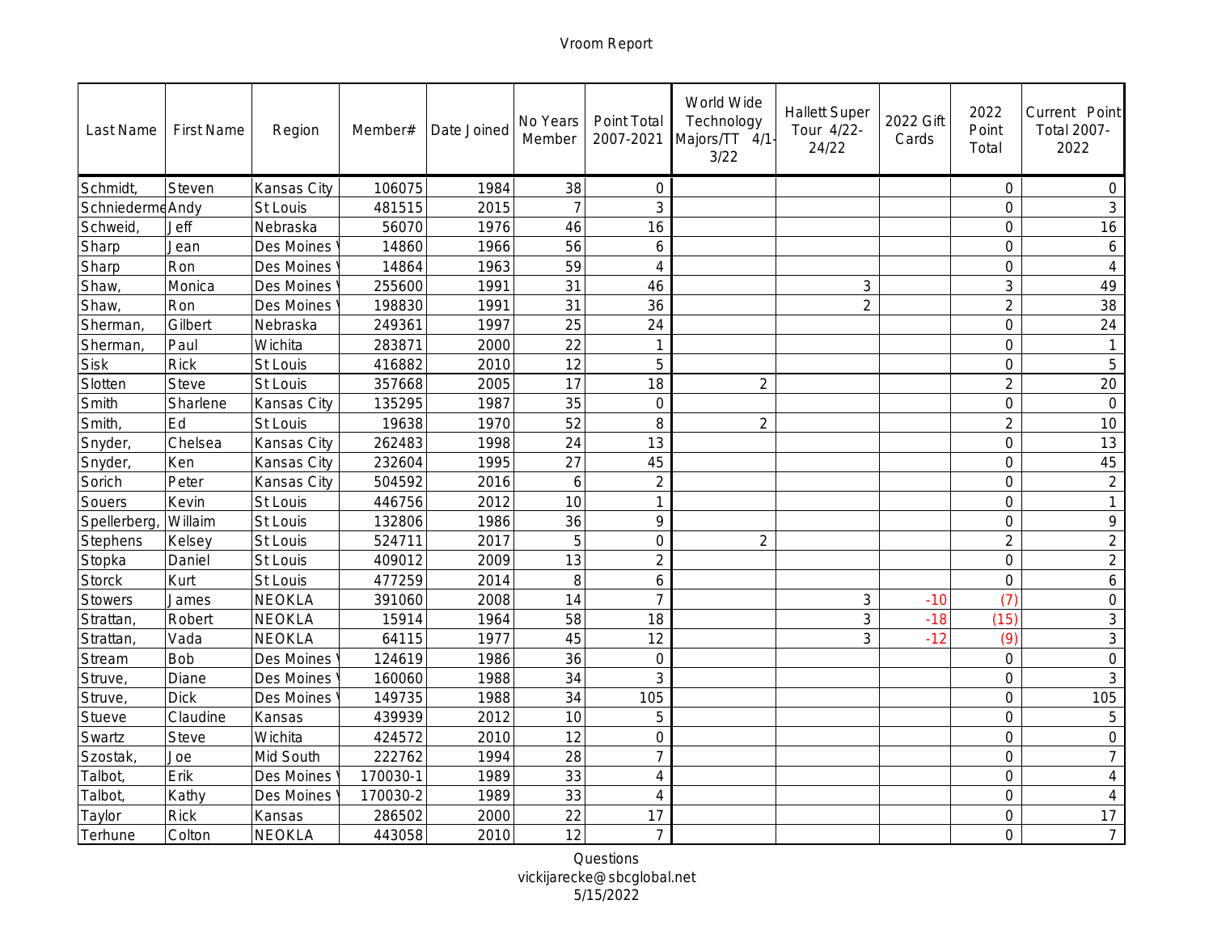Vroom Report

| Last Name | First Name | Region | Member# | Date Joined | No Years Member | Point Total 2007-2021 | World Wide Technology Majors/TT 4/1-3/22 | Hallett Super Tour 4/22-24/22 | 2022 Gift Cards | 2022 Point Total | Current Point Total 2007-2022 |
|---|---|---|---|---|---|---|---|---|---|---|---|
| Schmidt, | Steven | Kansas City | 106075 | 1984 | 38 | 0 | | | | 0 | 0 |
| Schniederme | Andy | St Louis | 481515 | 2015 | 7 | 3 | | | | 0 | 3 |
| Schweid, | Jeff | Nebraska | 56070 | 1976 | 46 | 16 | | | | 0 | 16 |
| Sharp | Jean | Des Moines | 14860 | 1966 | 56 | 6 | | | | 0 | 6 |
| Sharp | Ron | Des Moines | 14864 | 1963 | 59 | 4 | | | | 0 | 4 |
| Shaw, | Monica | Des Moines | 255600 | 1991 | 31 | 46 | | 3 | | 3 | 49 |
| Shaw, | Ron | Des Moines | 198830 | 1991 | 31 | 36 | | 2 | | 2 | 38 |
| Sherman, | Gilbert | Nebraska | 249361 | 1997 | 25 | 24 | | | | 0 | 24 |
| Sherman, | Paul | Wichita | 283871 | 2000 | 22 | 1 | | | | 0 | 1 |
| Sisk | Rick | St Louis | 416882 | 2010 | 12 | 5 | | | | 0 | 5 |
| Slotten | Steve | St Louis | 357668 | 2005 | 17 | 18 | 2 | | | 2 | 20 |
| Smith | Sharlene | Kansas City | 135295 | 1987 | 35 | 0 | | | | 0 | 0 |
| Smith, | Ed | St Louis | 19638 | 1970 | 52 | 8 | 2 | | | 2 | 10 |
| Snyder, | Chelsea | Kansas City | 262483 | 1998 | 24 | 13 | | | | 0 | 13 |
| Snyder, | Ken | Kansas City | 232604 | 1995 | 27 | 45 | | | | 0 | 45 |
| Sorich | Peter | Kansas City | 504592 | 2016 | 6 | 2 | | | | 0 | 2 |
| Souers | Kevin | St Louis | 446756 | 2012 | 10 | 1 | | | | 0 | 1 |
| Spellerberg, | Willaim | Kansas City | 132806 | 1986 | 36 | 9 | | | | 0 | 9 |
| Stephens | Kelsey | St Louis | 524711 | 2017 | 5 | 0 | 2 | | | 2 | 2 |
| Stopka | Daniel | St Louis | 409012 | 2009 | 13 | 2 | | | | 0 | 2 |
| Storck | Kurt | St Louis | 477259 | 2014 | 8 | 6 | | | | 0 | 6 |
| Stowers | James | NEOKLA | 391060 | 2008 | 14 | 7 | | 3 | -10 | (7) | 0 |
| Strattan, | Robert | NEOKLA | 15914 | 1964 | 58 | 18 | | 3 | -18 | (15) | 3 |
| Strattan, | Vada | NEOKLA | 64115 | 1977 | 45 | 12 | | 3 | -12 | (9) | 3 |
| Stream | Bob | Des Moines | 124619 | 1986 | 36 | 0 | | | | 0 | 0 |
| Struve, | Diane | Des Moines | 160060 | 1988 | 34 | 3 | | | | 0 | 3 |
| Struve, | Dick | Des Moines | 149735 | 1988 | 34 | 105 | | | | 0 | 105 |
| Stueve | Claudine | Kansas | 439939 | 2012 | 10 | 5 | | | | 0 | 5 |
| Swartz | Steve | Wichita | 424572 | 2010 | 12 | 0 | | | | 0 | 0 |
| Szostak, | Joe | Mid South | 222762 | 1994 | 28 | 7 | | | | 0 | 7 |
| Talbot, | Erik | Des Moines | 170030-1 | 1989 | 33 | 4 | | | | 0 | 4 |
| Talbot, | Kathy | Des Moines | 170030-2 | 1989 | 33 | 4 | | | | 0 | 4 |
| Taylor | Rick | Kansas | 286502 | 2000 | 22 | 17 | | | | 0 | 17 |
| Terhune | Colton | NEOKLA | 443058 | 2010 | 12 | 7 | | | | 0 | 7 |

Questions
vickijarecke@sbcglobal.net
5/15/2022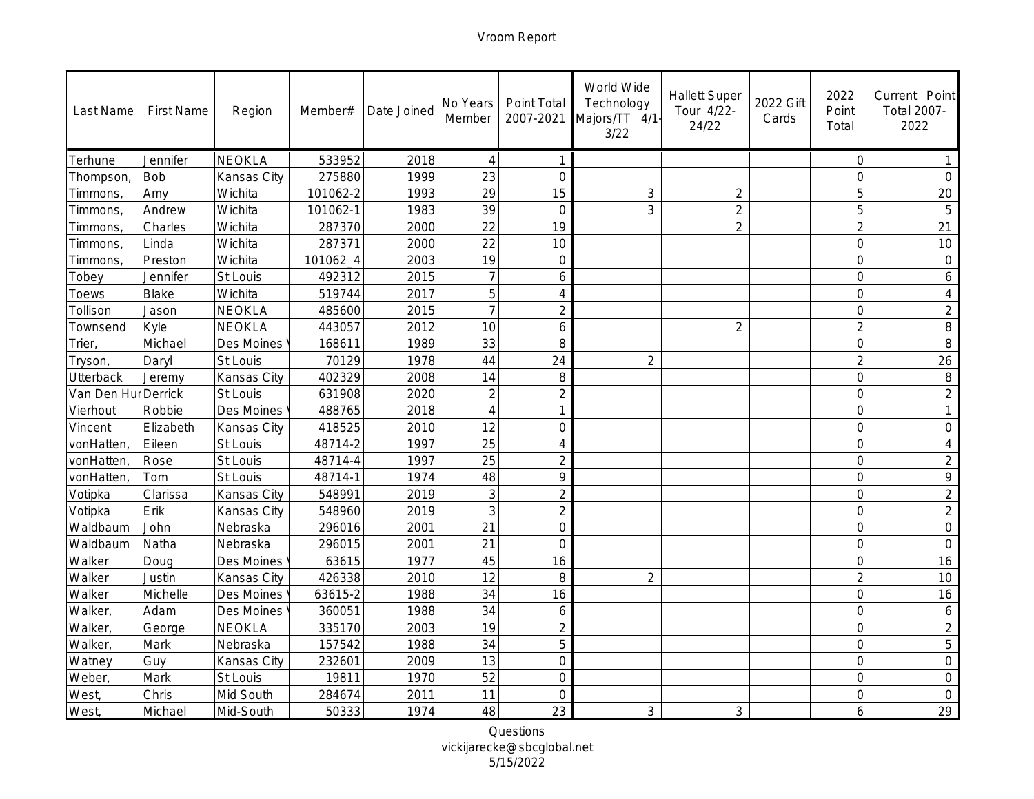Vroom Report

| Last Name | First Name | Region | Member# | Date Joined | No Years Member | Point Total 2007-2021 | World Wide Technology Majors/TT 4/1-3/22 | Hallett Super Tour 4/22-24/22 | 2022 Gift Cards | 2022 Point Total | Current Point Total 2007-2022 |
|---|---|---|---|---|---|---|---|---|---|---|---|
| Terhune | Jennifer | NEOKLA | 533952 | 2018 | 4 | 1 | | | | 0 | 1 |
| Thompson, | Bob | Kansas City | 275880 | 1999 | 23 | 0 | | | | 0 | 0 |
| Timmons, | Amy | Wichita | 101062-2 | 1993 | 29 | 15 | 3 | 2 | | 5 | 20 |
| Timmons, | Andrew | Wichita | 101062-1 | 1983 | 39 | 0 | 3 | 2 | | 5 | 5 |
| Timmons, | Charles | Wichita | 287370 | 2000 | 22 | 19 | | 2 | | 2 | 21 |
| Timmons, | Linda | Wichita | 287371 | 2000 | 22 | 10 | | | | 0 | 10 |
| Timmons, | Preston | Wichita | 101062_4 | 2003 | 19 | 0 | | | | 0 | 0 |
| Tobey | Jennifer | St Louis | 492312 | 2015 | 7 | 6 | | | | 0 | 6 |
| Toews | Blake | Wichita | 519744 | 2017 | 5 | 4 | | | | 0 | 4 |
| Tollison | Jason | NEOKLA | 485600 | 2015 | 7 | 2 | | | | 0 | 2 |
| Townsend | Kyle | NEOKLA | 443057 | 2012 | 10 | 6 | | 2 | | 2 | 8 |
| Trier, | Michael | Des Moines | 168611 | 1989 | 33 | 8 | | | | 0 | 8 |
| Tryson, | Daryl | St Louis | 70129 | 1978 | 44 | 24 | 2 | | | 2 | 26 |
| Utterback | Jeremy | Kansas City | 402329 | 2008 | 14 | 8 | | | | 0 | 8 |
| Van Den Hur | Derrick | St Louis | 631908 | 2020 | 2 | 2 | | | | 0 | 2 |
| Vierhout | Robbie | Des Moines | 488765 | 2018 | 4 | 1 | | | | 0 | 1 |
| Vincent | Elizabeth | Kansas City | 418525 | 2010 | 12 | 0 | | | | 0 | 0 |
| vonHatten, | Eileen | St Louis | 48714-2 | 1997 | 25 | 4 | | | | 0 | 4 |
| vonHatten, | Rose | St Louis | 48714-4 | 1997 | 25 | 2 | | | | 0 | 2 |
| vonHatten, | Tom | St Louis | 48714-1 | 1974 | 48 | 9 | | | | 0 | 9 |
| Votipka | Clarissa | Kansas City | 548991 | 2019 | 3 | 2 | | | | 0 | 2 |
| Votipka | Erik | Kansas City | 548960 | 2019 | 3 | 2 | | | | 0 | 2 |
| Waldbaum | John | Nebraska | 296016 | 2001 | 21 | 0 | | | | 0 | 0 |
| Waldbaum | Natha | Nebraska | 296015 | 2001 | 21 | 0 | | | | 0 | 0 |
| Walker | Doug | Des Moines | 63615 | 1977 | 45 | 16 | | | | 0 | 16 |
| Walker | Justin | Kansas City | 426338 | 2010 | 12 | 8 | 2 | | | 2 | 10 |
| Walker | Michelle | Des Moines | 63615-2 | 1988 | 34 | 16 | | | | 0 | 16 |
| Walker, | Adam | Des Moines | 360051 | 1988 | 34 | 6 | | | | 0 | 6 |
| Walker, | George | NEOKLA | 335170 | 2003 | 19 | 2 | | | | 0 | 2 |
| Walker, | Mark | Nebraska | 157542 | 1988 | 34 | 5 | | | | 0 | 5 |
| Watney | Guy | Kansas City | 232601 | 2009 | 13 | 0 | | | | 0 | 0 |
| Weber, | Mark | St Louis | 19811 | 1970 | 52 | 0 | | | | 0 | 0 |
| West, | Chris | Mid South | 284674 | 2011 | 11 | 0 | | | | 0 | 0 |
| West, | Michael | Mid-South | 50333 | 1974 | 48 | 23 | 3 | 3 | | 6 | 29 |

Questions
vickijarecke@sbcglobal.net
5/15/2022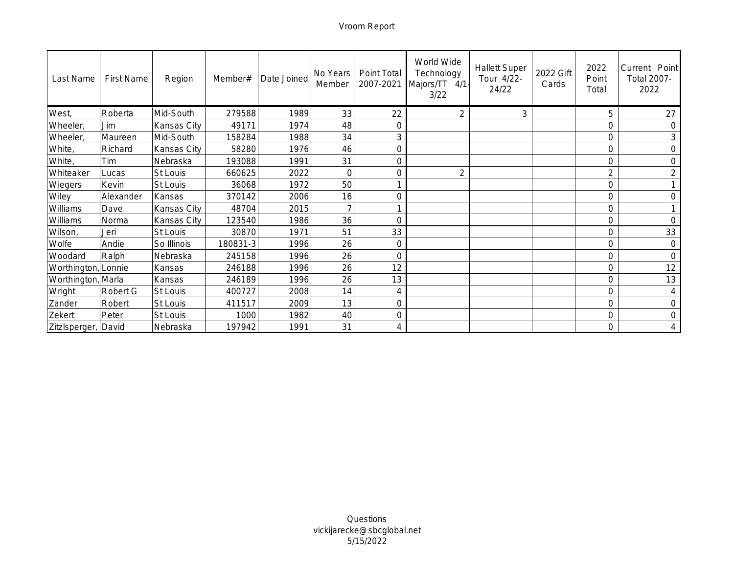Vroom Report

| Last Name | First Name | Region | Member# | Date Joined | No Years Member | Point Total 2007-2021 | World Wide Technology Majors/TT 4/1-3/22 | Hallett Super Tour 4/22-24/22 | 2022 Gift Cards | 2022 Point Total | Current Point Total 2007-2022 |
|---|---|---|---|---|---|---|---|---|---|---|---|
| West, | Roberta | Mid-South | 279588 | 1989 | 33 | 22 | 2 | 3 | | 5 | 27 |
| Wheeler, | Jim | Kansas City | 49171 | 1974 | 48 | 0 | | | | 0 | 0 |
| Wheeler, | Maureen | Mid-South | 158284 | 1988 | 34 | 3 | | | | 0 | 3 |
| White, | Richard | Kansas City | 58280 | 1976 | 46 | 0 | | | | 0 | 0 |
| White, | Tim | Nebraska | 193088 | 1991 | 31 | 0 | | | | 0 | 0 |
| Whiteaker | Lucas | St Louis | 660625 | 2022 | 0 | 0 | 2 | | | 2 | 2 |
| Wiegers | Kevin | St Louis | 36068 | 1972 | 50 | 1 | | | | 0 | 1 |
| Wiley | Alexander | Kansas | 370142 | 2006 | 16 | 0 | | | | 0 | 0 |
| Williams | Dave | Kansas City | 48704 | 2015 | 7 | 1 | | | | 0 | 1 |
| Williams | Norma | Kansas City | 123540 | 1986 | 36 | 0 | | | | 0 | 0 |
| Wilson, | Jeri | St Louis | 30870 | 1971 | 51 | 33 | | | | 0 | 33 |
| Wolfe | Andie | So Illinois | 180831-3 | 1996 | 26 | 0 | | | | 0 | 0 |
| Woodard | Ralph | Nebraska | 245158 | 1996 | 26 | 0 | | | | 0 | 0 |
| Worthington, | Lonnie | Kansas | 246188 | 1996 | 26 | 12 | | | | 0 | 12 |
| Worthington, | Marla | Kansas | 246189 | 1996 | 26 | 13 | | | | 0 | 13 |
| Wright | Robert G | St Louis | 400727 | 2008 | 14 | 4 | | | | 0 | 4 |
| Zander | Robert | St Louis | 411517 | 2009 | 13 | 0 | | | | 0 | 0 |
| Zekert | Peter | St Louis | 1000 | 1982 | 40 | 0 | | | | 0 | 0 |
| Zitzlsperger, | David | Nebraska | 197942 | 1991 | 31 | 4 | | | | 0 | 4 |

Questions
vickijarecke@sbcglobal.net
5/15/2022